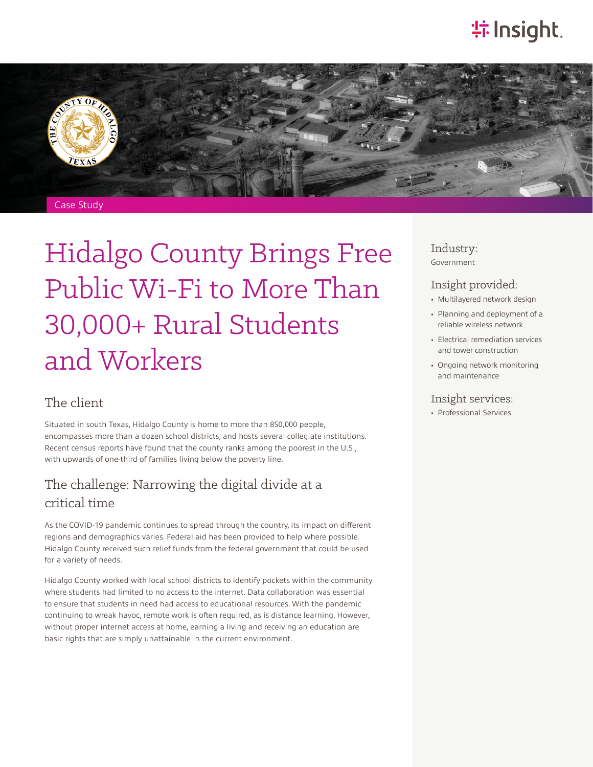Case Study

# Hidalgo County Brings Free Public Wi-Fi to More Than 30,000+ Rural Students and Workers

## The client

Situated in south Texas, Hidalgo County is home to more than 850,000 people, encompasses more than a dozen school districts, and hosts several collegiate institutions. Recent census reports have found that the county ranks among the poorest in the U.S., with upwards of one-third of families living below the poverty line.

## The challenge: Narrowing the digital divide at a critical time

As the COVID-19 pandemic continues to spread through the country, its impact on different regions and demographics varies. Federal aid has been provided to help where possible. Hidalgo County received such relief funds from the federal government that could be used for a variety of needs.

Hidalgo County worked with local school districts to identify pockets within the community where students had limited to no access to the internet. Data collaboration was essential to ensure that students in need had access to educational resources. With the pandemic continuing to wreak havoc, remote work is often required, as is distance learning. However, without proper internet access at home, earning a living and receiving an education are basic rights that are simply unattainable in the current environment.

### Industry:

Government

### Insight provided:

- Multilayered network design
- Planning and deployment of a reliable wireless network
- Electrical remediation services and tower construction
- Ongoing network monitoring and maintenance

### Insight services:

- Professional Services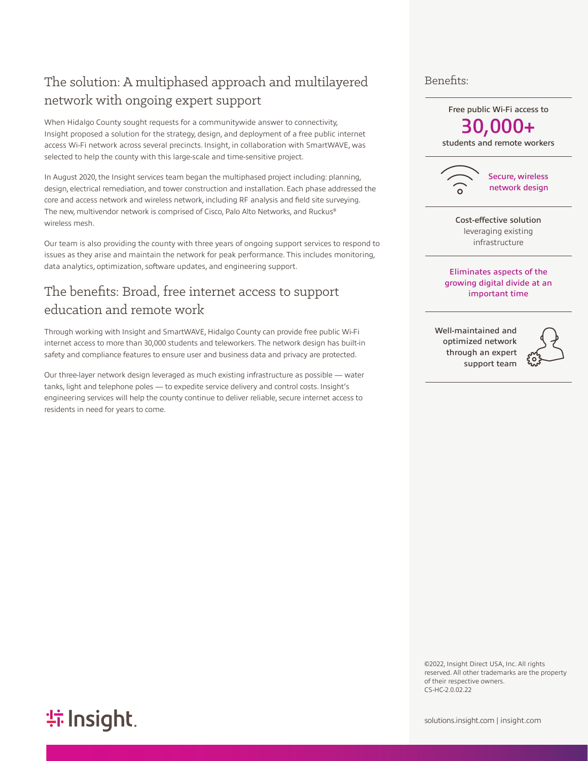## The solution: A multiphased approach and multilayered network with ongoing expert support

When Hidalgo County sought requests for a communitywide answer to connectivity, Insight proposed a solution for the strategy, design, and deployment of a free public internet access Wi-Fi network across several precincts. Insight, in collaboration with SmartWAVE, was selected to help the county with this large-scale and time-sensitive project.

In August 2020, the Insight services team began the multiphased project including: planning, design, electrical remediation, and tower construction and installation. Each phase addressed the core and access network and wireless network, including RF analysis and field site surveying. The new, multivendor network is comprised of Cisco, Palo Alto Networks, and Ruckus® wireless mesh.

Our team is also providing the county with three years of ongoing support services to respond to issues as they arise and maintain the network for peak performance. This includes monitoring, data analytics, optimization, software updates, and engineering support.

## The benefits: Broad, free internet access to support education and remote work

Through working with Insight and SmartWAVE, Hidalgo County can provide free public Wi-Fi internet access to more than 30,000 students and teleworkers. The network design has built-in safety and compliance features to ensure user and business data and privacy are protected.

Our three-layer network design leveraged as much existing infrastructure as possible — water tanks, light and telephone poles — to expedite service delivery and control costs. Insight's engineering services will help the county continue to deliver reliable, secure internet access to residents in need for years to come.

### Benefits:

- Free public Wi-Fi access to **30,000+** students and remote workers
- Secure, wireless network design
- Cost-effective solution leveraging existing infrastructure
- Eliminates aspects of the growing digital divide at an important time
- Well-maintained and optimized network through an expert support team

©2022, Insight Direct USA, Inc. All rights reserved. All other trademarks are the property of their respective owners.
CS-HC-2.0.02.22

Insight.

solutions.insight.com | insight.com